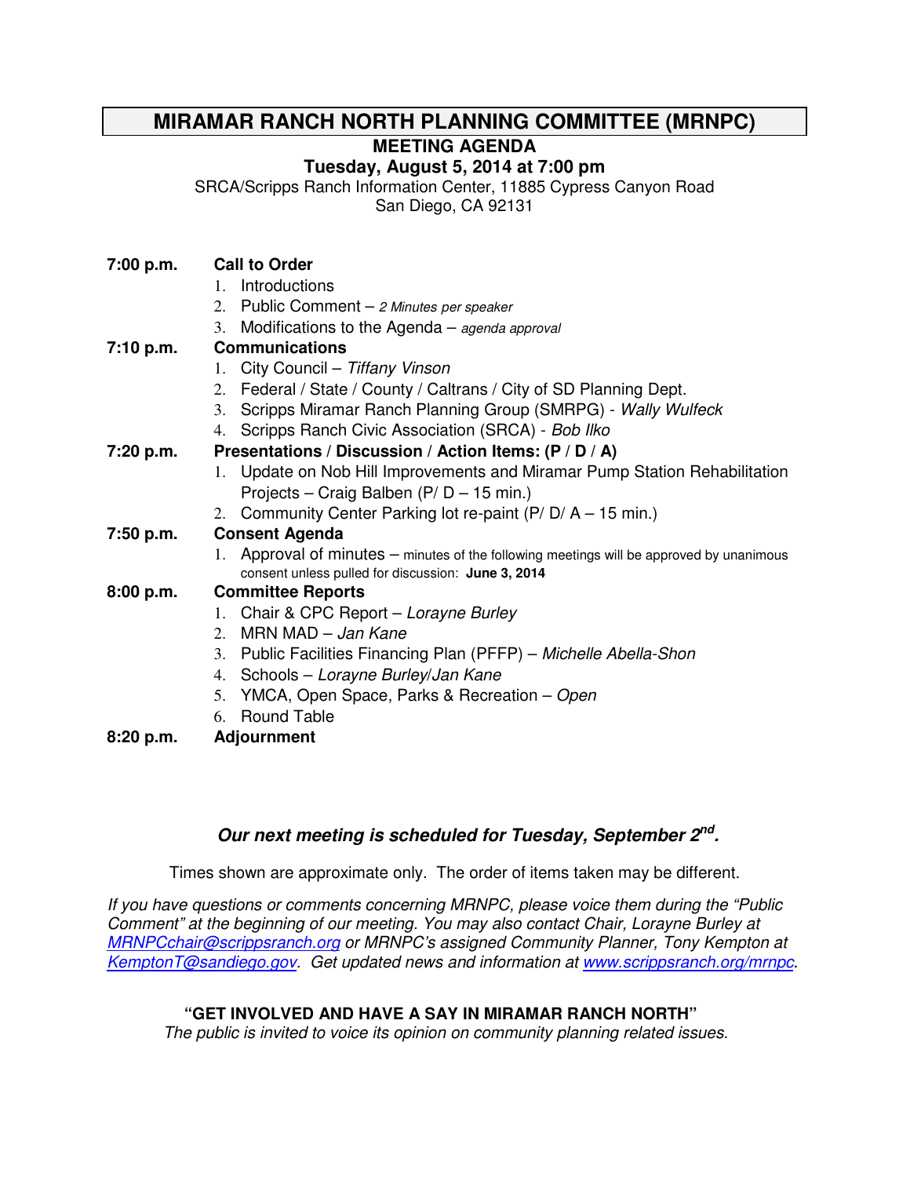# MIRAMAR RANCH NORTH PLANNING COMMITTEE (MRNPC)

## MEETING AGENDA

**Tuesday, August 5, 2014 at 7:00 pm**

SRCA/Scripps Ranch Information Center, 11885 Cypress Canyon Road
San Diego, CA 92131

**7:00 p.m.** **Call to Order**

1. Introductions
2. Public Comment – *2 Minutes per speaker*
3. Modifications to the Agenda – *agenda approval*

**7:10 p.m.** **Communications**

1. City Council – *Tiffany Vinson*
2. Federal / State / County / Caltrans / City of SD Planning Dept.
3. Scripps Miramar Ranch Planning Group (SMRPG) - *Wally Wulfeck*
4. Scripps Ranch Civic Association (SRCA) - *Bob Ilko*

**7:20 p.m.** **Presentations / Discussion / Action Items: (P / D / A)**

1. Update on Nob Hill Improvements and Miramar Pump Station Rehabilitation Projects – Craig Balben (P/ D – 15 min.)
2. Community Center Parking lot re-paint (P/ D/ A – 15 min.)

**7:50 p.m.** **Consent Agenda**

1. Approval of minutes – minutes of the following meetings will be approved by unanimous consent unless pulled for discussion: **June 3, 2014**

**8:00 p.m.** **Committee Reports**

1. Chair & CPC Report – *Lorayne Burley*
2. MRN MAD – *Jan Kane*
3. Public Facilities Financing Plan (PFFP) – *Michelle Abella-Shon*
4. Schools – *Lorayne Burley/Jan Kane*
5. YMCA, Open Space, Parks & Recreation – *Open*
6. Round Table

**8:20 p.m.** **Adjournment**

***Our next meeting is scheduled for Tuesday, September 2nd.***

Times shown are approximate only. The order of items taken may be different.

*If you have questions or comments concerning MRNPC, please voice them during the "Public Comment" at the beginning of our meeting. You may also contact Chair, Lorayne Burley at MRNPCchair@scrippsranch.org or MRNPC's assigned Community Planner, Tony Kempton at KemptonT@sandiego.gov. Get updated news and information at www.scrippsranch.org/mrnpc.*

**"GET INVOLVED AND HAVE A SAY IN MIRAMAR RANCH NORTH"**

*The public is invited to voice its opinion on community planning related issues.*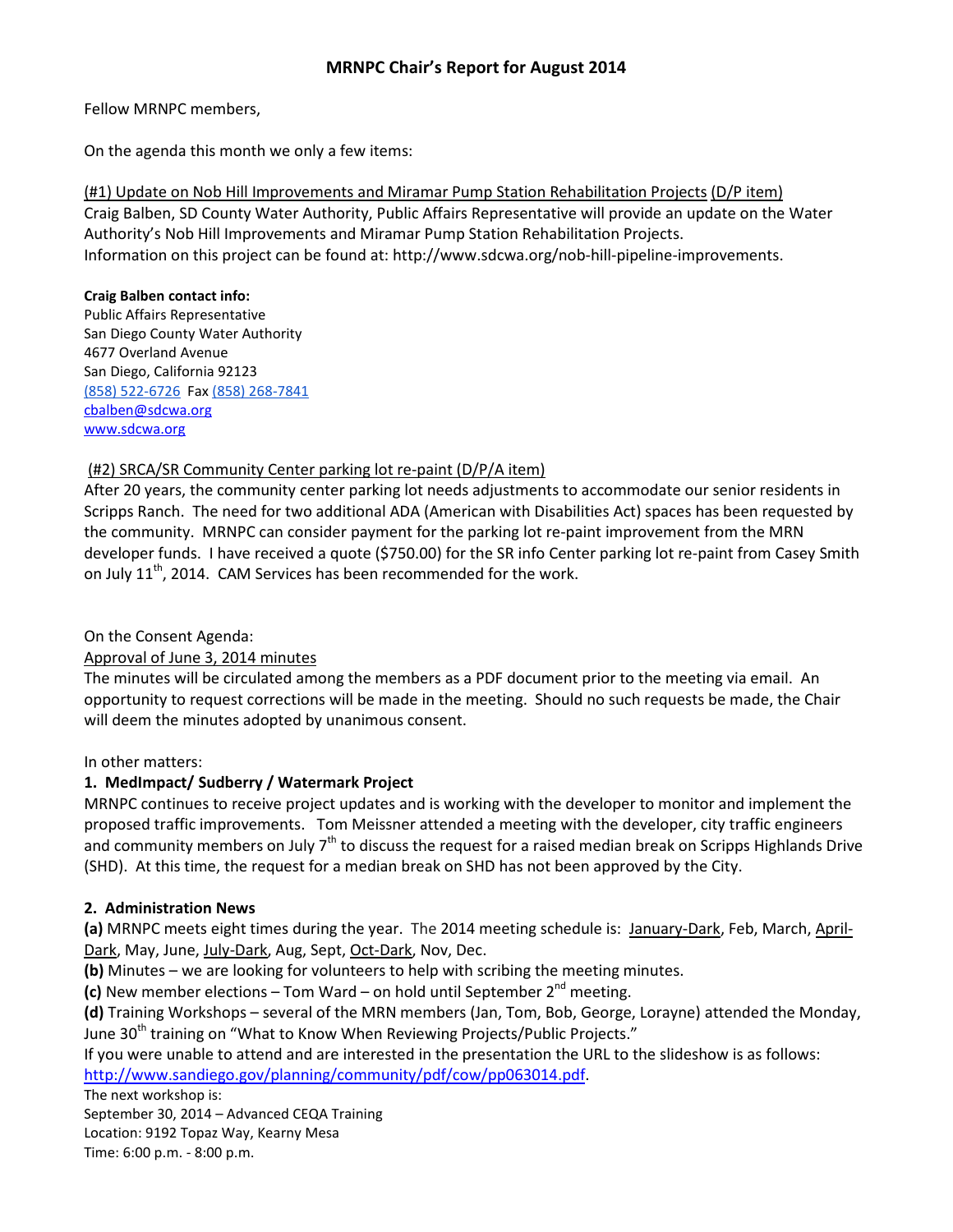# MRNPC Chair's Report for August 2014

Fellow MRNPC members,

On the agenda this month we only a few items:

(#1) Update on Nob Hill Improvements and Miramar Pump Station Rehabilitation Projects (D/P item)
Craig Balben, SD County Water Authority, Public Affairs Representative will provide an update on the Water Authority's Nob Hill Improvements and Miramar Pump Station Rehabilitation Projects.
Information on this project can be found at: http://www.sdcwa.org/nob-hill-pipeline-improvements.

**Craig Balben contact info:**
Public Affairs Representative
San Diego County Water Authority
4677 Overland Avenue
San Diego, California 92123
(858) 522-6726 Fax (858) 268-7841
cbalben@sdcwa.org
www.sdcwa.org

(#2) SRCA/SR Community Center parking lot re-paint (D/P/A item)
After 20 years, the community center parking lot needs adjustments to accommodate our senior residents in Scripps Ranch. The need for two additional ADA (American with Disabilities Act) spaces has been requested by the community. MRNPC can consider payment for the parking lot re-paint improvement from the MRN developer funds. I have received a quote ($750.00) for the SR info Center parking lot re-paint from Casey Smith on July 11th, 2014. CAM Services has been recommended for the work.

On the Consent Agenda:
Approval of June 3, 2014 minutes
The minutes will be circulated among the members as a PDF document prior to the meeting via email. An opportunity to request corrections will be made in the meeting. Should no such requests be made, the Chair will deem the minutes adopted by unanimous consent.

In other matters:

**1. MedImpact/ Sudberry / Watermark Project**
MRNPC continues to receive project updates and is working with the developer to monitor and implement the proposed traffic improvements. Tom Meissner attended a meeting with the developer, city traffic engineers and community members on July 7th to discuss the request for a raised median break on Scripps Highlands Drive (SHD). At this time, the request for a median break on SHD has not been approved by the City.

**2. Administration News**
**(a)** MRNPC meets eight times during the year. The 2014 meeting schedule is: January-Dark, Feb, March, April-Dark, May, June, July-Dark, Aug, Sept, Oct-Dark, Nov, Dec.
**(b)** Minutes – we are looking for volunteers to help with scribing the meeting minutes.
**(c)** New member elections – Tom Ward – on hold until September 2nd meeting.
**(d)** Training Workshops – several of the MRN members (Jan, Tom, Bob, George, Lorayne) attended the Monday, June 30th training on "What to Know When Reviewing Projects/Public Projects."
If you were unable to attend and are interested in the presentation the URL to the slideshow is as follows: http://www.sandiego.gov/planning/community/pdf/cow/pp063014.pdf.
The next workshop is:
September 30, 2014 – Advanced CEQA Training
Location: 9192 Topaz Way, Kearny Mesa
Time: 6:00 p.m. - 8:00 p.m.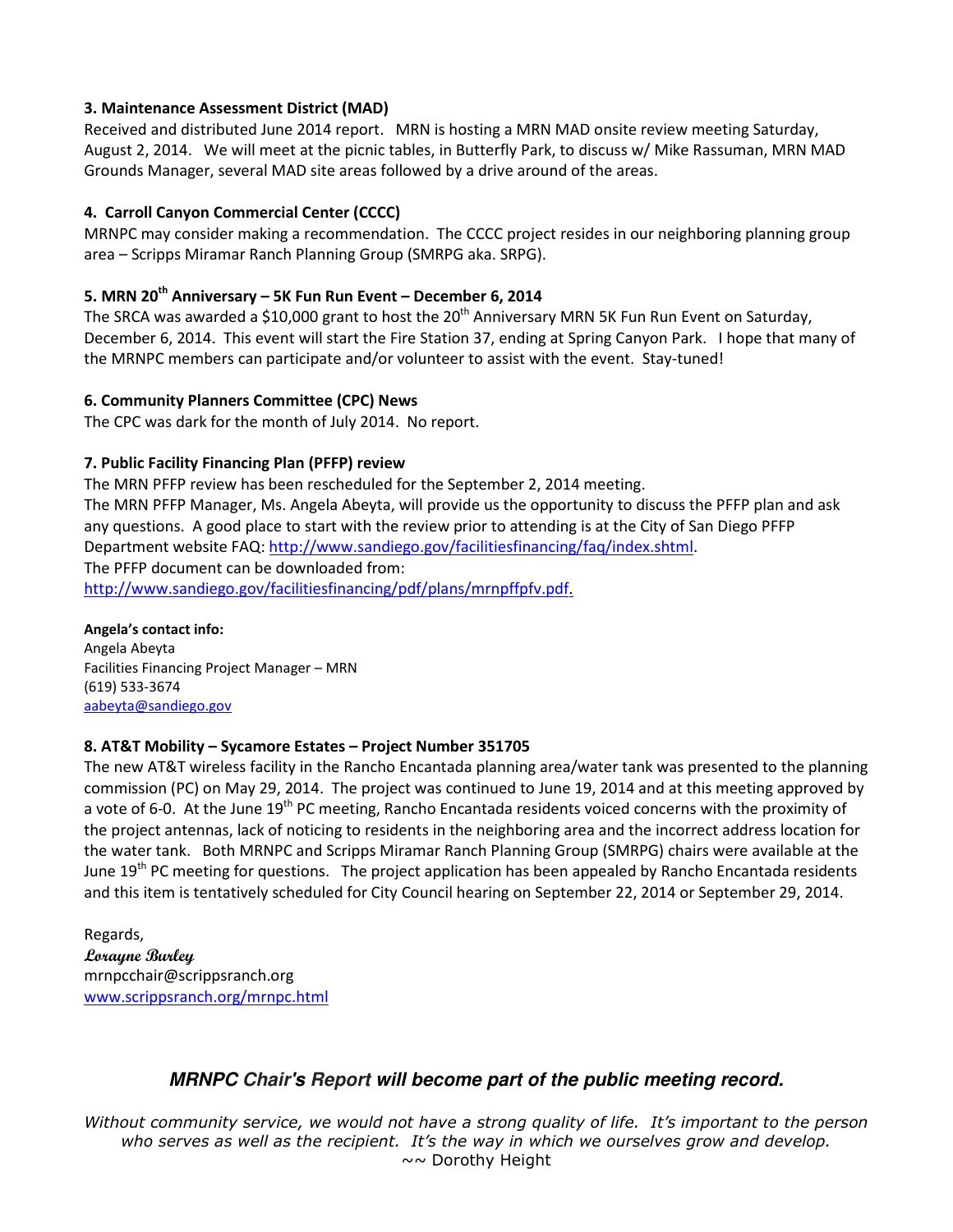**3. Maintenance Assessment District (MAD)**

Received and distributed June 2014 report. MRN is hosting a MRN MAD onsite review meeting Saturday, August 2, 2014. We will meet at the picnic tables, in Butterfly Park, to discuss w/ Mike Rassuman, MRN MAD Grounds Manager, several MAD site areas followed by a drive around of the areas.

**4. Carroll Canyon Commercial Center (CCCC)**

MRNPC may consider making a recommendation. The CCCC project resides in our neighboring planning group area – Scripps Miramar Ranch Planning Group (SMRPG aka. SRPG).

**5. MRN 20th Anniversary – 5K Fun Run Event – December 6, 2014**

The SRCA was awarded a $10,000 grant to host the 20th Anniversary MRN 5K Fun Run Event on Saturday, December 6, 2014. This event will start the Fire Station 37, ending at Spring Canyon Park. I hope that many of the MRNPC members can participate and/or volunteer to assist with the event. Stay-tuned!

**6. Community Planners Committee (CPC) News**

The CPC was dark for the month of July 2014. No report.

**7. Public Facility Financing Plan (PFFP) review**

The MRN PFFP review has been rescheduled for the September 2, 2014 meeting.
The MRN PFFP Manager, Ms. Angela Abeyta, will provide us the opportunity to discuss the PFFP plan and ask any questions. A good place to start with the review prior to attending is at the City of San Diego PFFP Department website FAQ: http://www.sandiego.gov/facilitiesfinancing/faq/index.shtml.
The PFFP document can be downloaded from:
http://www.sandiego.gov/facilitiesfinancing/pdf/plans/mrnpffpfv.pdf.

**Angela's contact info:**
Angela Abeyta
Facilities Financing Project Manager – MRN
(619) 533-3674
aabeyta@sandiego.gov

**8. AT&T Mobility – Sycamore Estates – Project Number 351705**

The new AT&T wireless facility in the Rancho Encantada planning area/water tank was presented to the planning commission (PC) on May 29, 2014. The project was continued to June 19, 2014 and at this meeting approved by a vote of 6-0. At the June 19th PC meeting, Rancho Encantada residents voiced concerns with the proximity of the project antennas, lack of noticing to residents in the neighboring area and the incorrect address location for the water tank. Both MRNPC and Scripps Miramar Ranch Planning Group (SMRPG) chairs were available at the June 19th PC meeting for questions. The project application has been appealed by Rancho Encantada residents and this item is tentatively scheduled for City Council hearing on September 22, 2014 or September 29, 2014.

Regards,
*Lorayne Burley*
mrnpcchair@scrippsranch.org
www.scrippsranch.org/mrnpc.html

***MRNPC Chair's Report will become part of the public meeting record.***

*Without community service, we would not have a strong quality of life. It's important to the person who serves as well as the recipient. It's the way in which we ourselves grow and develop.*
~~ Dorothy Height